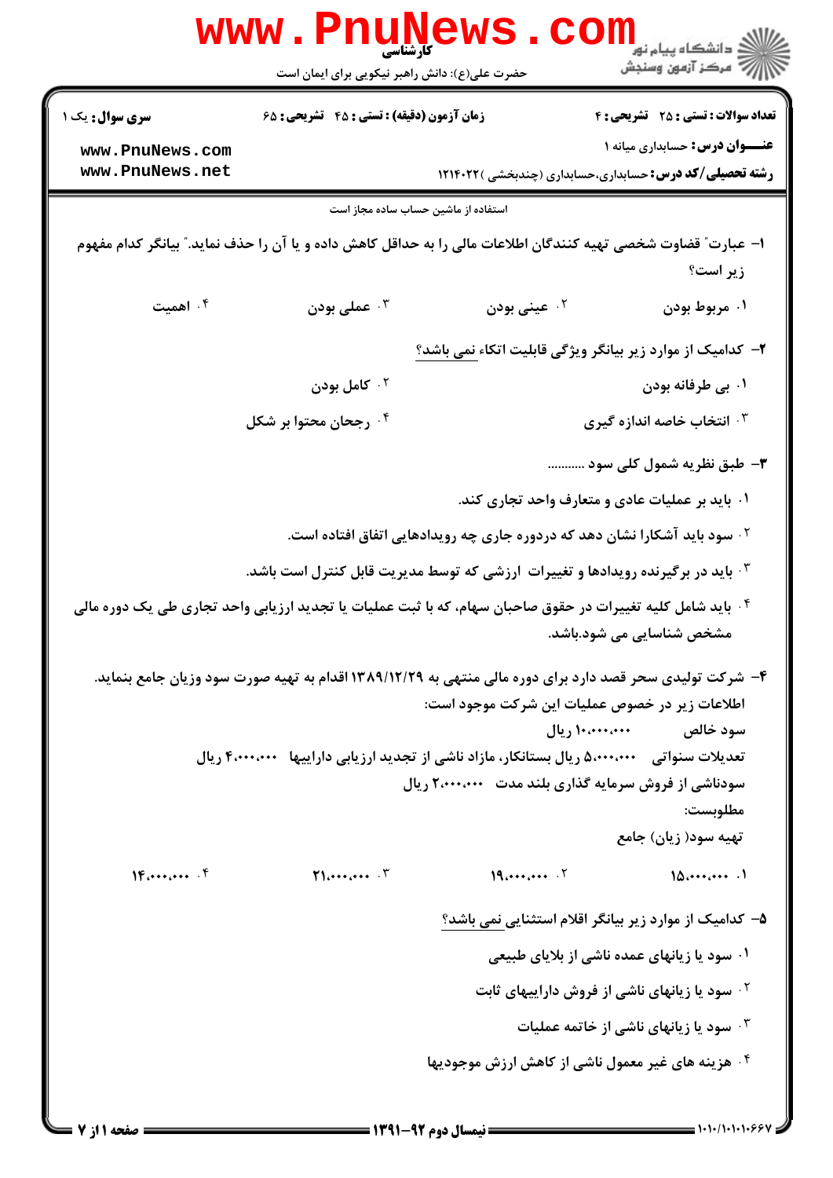کارشناسی

حضرت علی(ع): دانش راهبر نیکویی برای ایمان است

مرکز آزمون وسنجش

**سری سوال:** یک ۱ | **زمان آزمون (دقیقه) : تستی :** ۴۵ **تشریحی :** ۶۵ | **تعداد سوالات : تستی :** ۲۵ **تشریحی :** ۴

**عنـــوان درس:** حسابداری میانه ۱

**رشته تحصیلی/کد درس:** حسابداری،حسابداری (چندبخشی )۱۲۱۴۰۲۲

استفاده از ماشین حساب ساده مجاز است

۱- عبارت" قضاوت شخصی تهیه کنندگان اطلاعات مالی را به حداقل کاهش داده و یا آن را حذف نماید." بیانگر کدام مفهوم زیر است؟

۱. مربوط بودن
۲. عینی بودن
۳. عملی بودن
۴. اهمیت

۲- کدامیک از موارد زیر بیانگر ویژگی قابلیت اتکاء نمی باشد؟

۱. بی طرفانه بودن
۲. کامل بودن
۳. انتخاب خاصه اندازه گیری
۴. رجحان محتوا بر شکل

۳- طبق نظریه شمول کلی سود ...........

۱. باید بر عملیات عادی و متعارف واحد تجاری کند.
۲. سود باید آشکارا نشان دهد که دردوره جاری چه رویدادهایی اتفاق افتاده است.
۳. باید در برگیرنده رویدادها و تغییرات ارزشی که توسط مدیریت قابل کنترل است باشد.
۴. باید شامل کلیه تغییرات در حقوق صاحبان سهام، که با ثبت عملیات یا تجدید ارزیابی واحد تجاری طی یک دوره مالی مشخص شناسایی می شود.باشد.

۴- شرکت تولیدی سحر قصد دارد برای دوره مالی منتهی به ۱۳۸۹/۱۲/۲۹ اقدام به تهیه صورت سود وزیان جامع بنماید. اطلاعات زیر در خصوص عملیات این شرکت موجود است:

سود خالص ۱۰،۰۰۰،۰۰۰ ریال

تعدیلات سنواتی ۵،۰۰۰،۰۰۰ ریال بستانکار، مازاد ناشی از تجدید ارزیابی داراییها ۴،۰۰۰،۰۰۰ ریال

سودناشی از فروش سرمایه گذاری بلند مدت ۲،۰۰۰،۰۰۰ ریال

مطلوبست:

تهیه سود( زیان) جامع

۱. ۱۵،۰۰۰،۰۰۰
۲. ۱۹،۰۰۰،۰۰۰
۳. ۲۱،۰۰۰،۰۰۰
۴. ۱۴،۰۰۰،۰۰۰

۵- کدامیک از موارد زیر بیانگر اقلام استثنایی نمی باشد؟

۱. سود یا زیانهای عمده ناشی از بلایای طبیعی
۲. سود یا زیانهای ناشی از فروش داراییهای ثابت
۳. سود یا زیانهای ناشی از خاتمه عملیات
۴. هزینه های غیر معمول ناشی از کاهش ارزش موجودیها

نیمسال دوم ۹۲-۱۳۹۱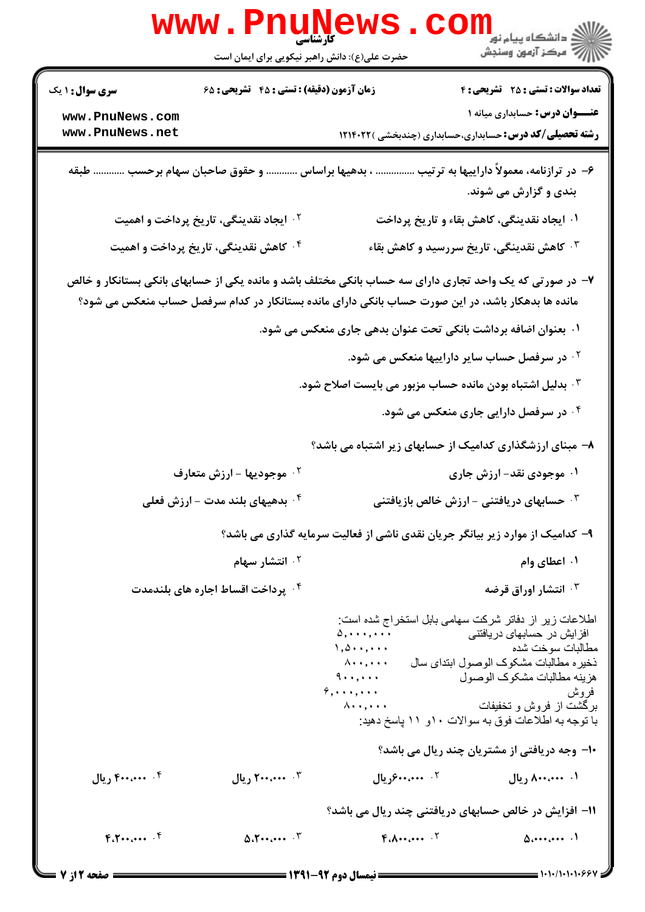سری سوال: ۱ یک | زمان آزمون (دقیقه): تستی: ۴۵ تشریحی: ۶۵ | تعداد سوالات: تستی: ۲۵ تشریحی: ۴

عنوان درس: حسابداری میانه ۱

رشته تحصیلی/کد درس: حسابداری،حسابداری (چندبخشی )۱۲۱۴۰۲۲

۶- در ترازنامه، معمولاً داراییها به ترتیب ............... ، بدهیها براساس ............ و حقوق صاحبان سهام برحسب ............ طبقه بندی و گزارش می شوند.

۱. ایجاد نقدینگی، کاهش بقاء و تاریخ پرداخت

۲. ایجاد نقدینگی، تاریخ پرداخت و اهمیت

۳. کاهش نقدینگی، تاریخ سررسید و کاهش بقاء

۴. کاهش نقدینگی، تاریخ پرداخت و اهمیت

۷- در صورتی که یک واحد تجاری دارای سه حساب بانکی مختلف باشد و مانده یکی از حسابهای بانکی بستانکار و خالص مانده ها بدهکار باشد، در این صورت حساب بانکی دارای مانده بستانکار در کدام سرفصل حساب منعکس می شود؟

۱. بعنوان اضافه برداشت بانکی تحت عنوان بدهی جاری منعکس می شود.

۲. در سرفصل حساب سایر داراییها منعکس می شود.

۳. بدلیل اشتباه بودن مانده حساب مزبور می بایست اصلاح شود.

۴. در سرفصل دارایی جاری منعکس می شود.

۸- مبنای ارزشگذاری کدامیک از حسابهای زیر اشتباه می باشد؟

۱. موجودی نقد- ارزش جاری

۲. موجودیها - ارزش متعارف

۳. حسابهای دریافتنی - ارزش خالص بازیافتنی

۴. بدهیهای بلند مدت - ارزش فعلی

۹- کدامیک از موارد زیر بیانگر جریان نقدی ناشی از فعالیت سرمایه گذاری می باشد؟

۱. اعطای وام

۲. انتشار سهام

۳. انتشار اوراق قرضه

۴. پرداخت اقساط اجاره های بلندمدت

اطلاعات زیر از دفاتر شرکت سهامی بابل استخراج شده است:

| | |
|---|---|
| افزایش در حسابهای دریافتنی | ۵,۰۰۰,۰۰۰ |
| مطالبات سوخت شده | ۱,۵۰۰,۰۰۰ |
| ذخیره مطالبات مشکوک الوصول ابتدای سال | ۸۰۰,۰۰۰ |
| هزینه مطالبات مشکوک الوصول | ۹۰۰,۰۰۰ |
| فروش | ۶,۰۰۰,۰۰۰ |
| برگشت از فروش و تخفیفات | ۸۰۰,۰۰۰ |

با توجه به اطلاعات فوق به سوالات ۱۰و ۱۱ پاسخ دهید:

۱۰- وجه دریافتی از مشتریان چند ریال می باشد؟

۱. ۸۰۰,۰۰۰ ریال

۲. ۶۰۰,۰۰۰ریال

۳. ۲۰۰,۰۰۰ ریال

۴. ۴۰۰,۰۰۰ ریال

۱۱- افزایش در خالص حسابهای دریافتنی چند ریال می باشد؟

۱. ۵,۰۰۰,۰۰۰

۲. ۴,۸۰۰,۰۰۰

۳. ۵,۲۰۰,۰۰۰

۴. ۴,۲۰۰,۰۰۰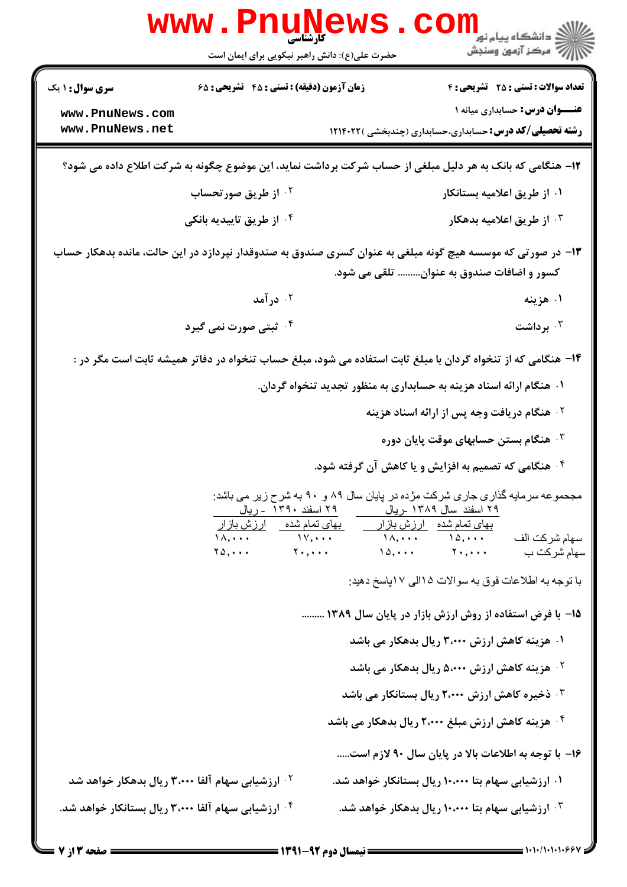۱۲– هنگامی که بانک به هر دلیل مبلغی از حساب شرکت برداشت نماید، این موضوع چگونه به شرکت اطلاع داده می شود؟

۱. از طریق اعلامیه بستانکار

۲. از طریق صورتحساب

۳. از طریق اعلامیه بدهکار

۴. از طریق تاییدیه بانکی

۱۳– در صورتی که موسسه هیچ گونه مبلغی به عنوان کسری صندوق به صندوقدار نپردازد در این حالت، مانده بدهکار حساب کسور و اضافات صندوق به عنوان......... تلقی می شود.

۱. هزینه

۲. درآمد

۳. برداشت

۴. ثبتی صورت نمی گیرد

۱۴– هنگامی که از تنخواه گردان با مبلغ ثابت استفاده می شود، مبلغ حساب تنخواه در دفاتر همیشه ثابت است مگر در :

۱. هنگام ارائه اسناد هزینه به حسابداری به منظور تجدید تنخواه گردان.

۲. هنگام دریافت وجه پس از ارائه اسناد هزینه

۳. هنگام بستن حسابهای موقت پایان دوره

۴. هنگامی که تصمیم به افزایش و یا کاهش آن گرفته شود.

مجموعه سرمایه گذاری جاری شرکت مژده در پایان سال ۸۹ و ۹۰ به شرح زیر می باشد:

| | ۲۹ اسفند سال ۱۳۸۹ -ریال | | ۲۹ اسفند ۱۳۹۰ - ریال | |
|---|---|---|---|---|
| | بهای تمام شده | ارزش بازار | بهای تمام شده | ارزش بازار |
| سهام شرکت الف | ۱۵,۰۰۰ | ۱۸,۰۰۰ | ۱۷,۰۰۰ | ۱۸,۰۰۰ |
| سهام شرکت ب | ۲۰,۰۰۰ | ۱۵,۰۰۰ | ۲۰,۰۰۰ | ۲۵,۰۰۰ |

با توجه به اطلاعات فوق به سوالات ۱۵الی ۱۷پاسخ دهید:

۱۵– با فرض استفاده از روش ارزش بازار در پایان سال ۱۳۸۹ .........

۱. هزینه کاهش ارزش ۳،۰۰۰ ریال بدهکار می باشد

۲. هزینه کاهش ارزش ۵،۰۰۰ ریال بدهکار می باشد

۳. ذخیره کاهش ارزش ۲،۰۰۰ ریال بستانکار می باشد

۴. هزینه کاهش ارزش مبلغ ۲،۰۰۰ ریال بدهکار می باشد

۱۶– با توجه به اطلاعات بالا در پایان سال ۹۰ لازم است.....

۱. ارزشیابی سهام بتا ۱۰،۰۰۰ ریال بستانکار خواهد شد.

۲. ارزشیابی سهام آلفا ۳،۰۰۰ ریال بدهکار خواهد شد

۳. ارزشیابی سهام بتا ۱۰،۰۰۰ ریال بدهکار خواهد شد.

۴. ارزشیابی سهام آلفا ۳،۰۰۰ ریال بستانکار خواهد شد.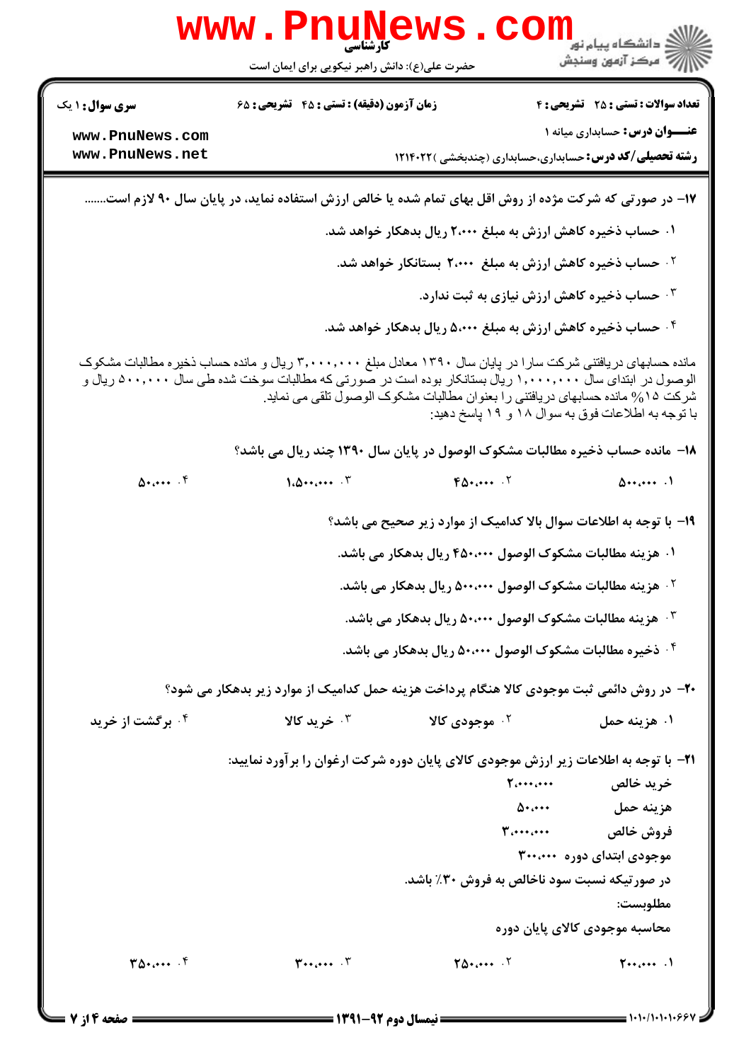**۱۷- در صورتی که شرکت مژده از روش اقل بهای تمام شده یا خالص ارزش استفاده نماید، در پایان سال ۹۰ لازم است.......**

۱. حساب ذخیره کاهش ارزش به مبلغ ۲،۰۰۰ ریال بدهکار خواهد شد.

۲. حساب ذخیره کاهش ارزش به مبلغ ۲،۰۰۰ بستانکار خواهد شد.

۳. حساب ذخیره کاهش ارزش نیازی به ثبت ندارد.

۴. حساب ذخیره کاهش ارزش به مبلغ ۵،۰۰۰ ریال بدهکار خواهد شد.

مانده حسابهای دریافتنی شرکت سارا در پایان سال ۱۳۹۰ معادل مبلغ ۳،۰۰۰،۰۰۰ ریال و مانده حساب ذخیره مطالبات مشکوک الوصول در ابتدای سال ۱،۰۰۰،۰۰۰ ریال بستانکار بوده است در صورتی که مطالبات سوخت شده طی سال ۵۰۰،۰۰۰ ریال و شرکت ۱۵٪ مانده حسابهای دریافتنی را بعنوان مطالبات مشکوک الوصول تلقی می نماید.
با توجه به اطلاعات فوق به سوال ۱۸ و ۱۹ پاسخ دهید:

**۱۸- مانده حساب ذخیره مطالبات مشکوک الوصول در پایان سال ۱۳۹۰ چند ریال می باشد؟**

۱. ۵۰۰،۰۰۰ &nbsp;&nbsp; ۲. ۴۵۰،۰۰۰ &nbsp;&nbsp; ۳. ۱،۵۰۰،۰۰۰ &nbsp;&nbsp; ۴. ۵۰،۰۰۰

**۱۹- با توجه به اطلاعات سوال بالا کدامیک از موارد زیر صحیح می باشد؟**

۱. هزینه مطالبات مشکوک الوصول ۴۵۰،۰۰۰ ریال بدهکار می باشد.

۲. هزینه مطالبات مشکوک الوصول ۵۰۰،۰۰۰ ریال بدهکار می باشد.

۳. هزینه مطالبات مشکوک الوصول ۵۰،۰۰۰ ریال بدهکار می باشد.

۴. ذخیره مطالبات مشکوک الوصول ۵۰،۰۰۰ ریال بدهکار می باشد.

**۲۰- در روش دائمی ثبت موجودی کالا هنگام پرداخت هزینه حمل کدامیک از موارد زیر بدهکار می شود؟**

۱. هزینه حمل &nbsp;&nbsp; ۲. موجودی کالا &nbsp;&nbsp; ۳. خرید کالا &nbsp;&nbsp; ۴. برگشت از خرید

**۲۱- با توجه به اطلاعات زیر ارزش موجودی کالای پایان دوره شرکت ارغوان را برآورد نمایید:**

| | |
|---|---|
| خرید خالص | ۲،۰۰۰،۰۰۰ |
| هزینه حمل | ۵۰،۰۰۰ |
| فروش خالص | ۳،۰۰۰،۰۰۰ |
| موجودی ابتدای دوره | ۳۰۰،۰۰۰ |

در صورتیکه نسبت سود ناخالص به فروش ۳۰٪ باشد.

مطلوبست:

محاسبه موجودی کالای پایان دوره

۱. ۲۰۰،۰۰۰ &nbsp;&nbsp; ۲. ۲۵۰،۰۰۰ &nbsp;&nbsp; ۳. ۳۰۰،۰۰۰ &nbsp;&nbsp; ۴. ۳۵۰،۰۰۰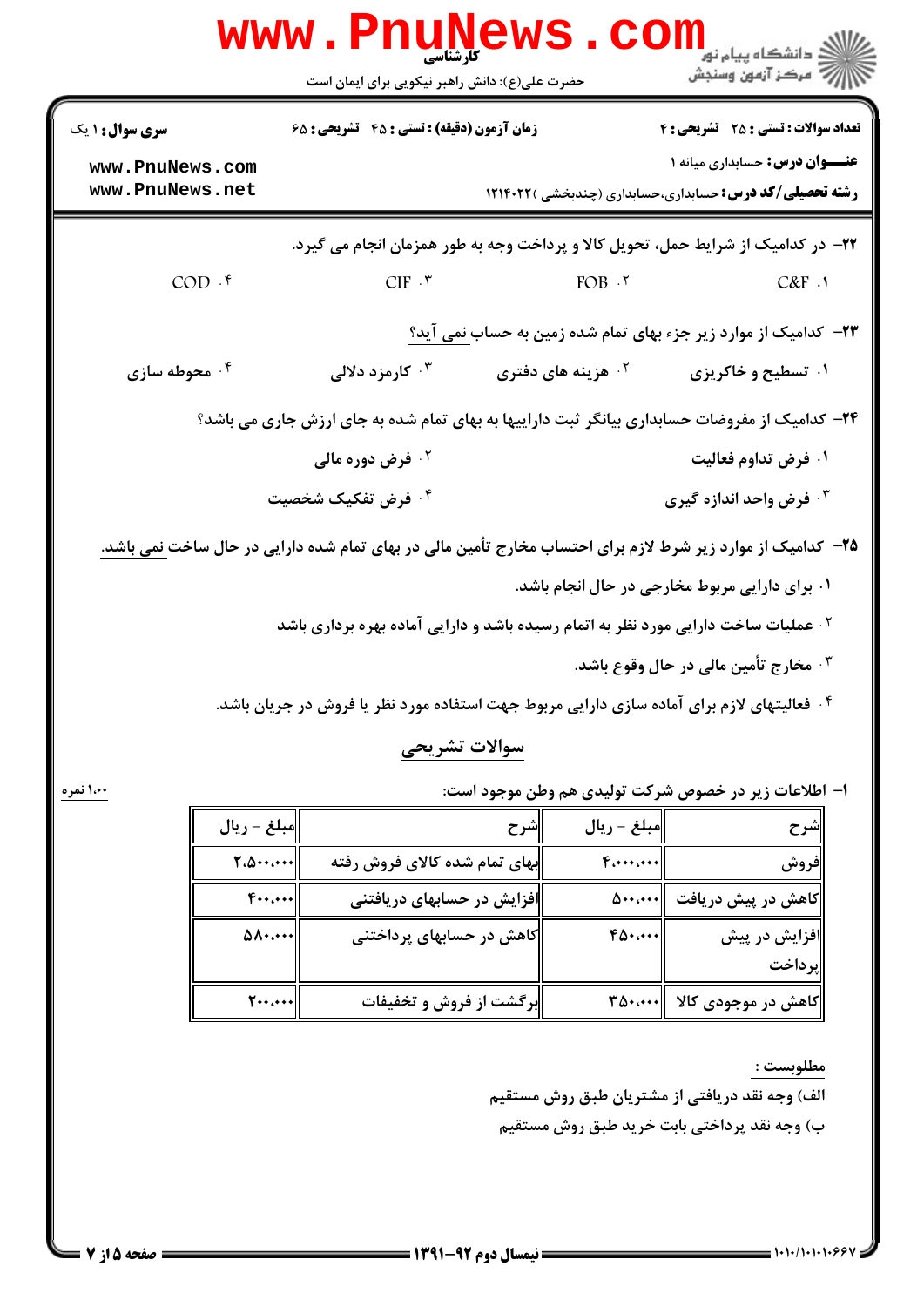۲۲- در کدامیک از شرایط حمل، تحویل کالا و پرداخت وجه به طور همزمان انجام می گیرد.

۱. C&F
۲. FOB
۳. CIF
۴. COD

۲۳- کدامیک از موارد زیر جزء بهای تمام شده زمین به حساب نمی آید؟

۱. تسطیح و خاکریزی
۲. هزینه های دفتری
۳. کارمزد دلالی
۴. محوطه سازی

۲۴- کدامیک از مفروضات حسابداری بیانگر ثبت داراییها به بهای تمام شده به جای ارزش جاری می باشد؟

۱. فرض تداوم فعالیت
۲. فرض دوره مالی
۳. فرض واحد اندازه گیری
۴. فرض تفکیک شخصیت

۲۵- کدامیک از موارد زیر شرط لازم برای احتساب مخارج تأمین مالی در بهای تمام شده دارایی در حال ساخت نمی باشد.

۱. برای دارایی مربوط مخارجی در حال انجام باشد.
۲. عملیات ساخت دارایی مورد نظر به اتمام رسیده باشد و دارایی آماده بهره برداری باشد
۳. مخارج تأمین مالی در حال وقوع باشد.
۴. فعالیتهای لازم برای آماده سازی دارایی مربوط جهت استفاده مورد نظر یا فروش در جریان باشد.

## سوالات تشریحی

۱- اطلاعات زیر در خصوص شرکت تولیدی هم وطن موجود است: (۱،۰۰ نمره)

| شرح | مبلغ - ریال | شرح | مبلغ - ریال |
|---|---|---|---|
| فروش | ۴،۰۰۰،۰۰۰ | بهای تمام شده کالای فروش رفته | ۲،۵۰۰،۰۰۰ |
| کاهش در پیش دریافت | ۵۰۰،۰۰۰ | افزایش در حسابهای دریافتنی | ۴۰۰،۰۰۰ |
| افزایش در پیش پرداخت | ۴۵۰،۰۰۰ | کاهش در حسابهای پرداختنی | ۵۸۰،۰۰۰ |
| کاهش در موجودی کالا | ۳۵۰،۰۰۰ | برگشت از فروش و تخفیفات | ۲۰۰،۰۰۰ |

مطلوبست :

الف) وجه نقد دریافتی از مشتریان طبق روش مستقیم

ب) وجه نقد پرداختی بابت خرید طبق روش مستقیم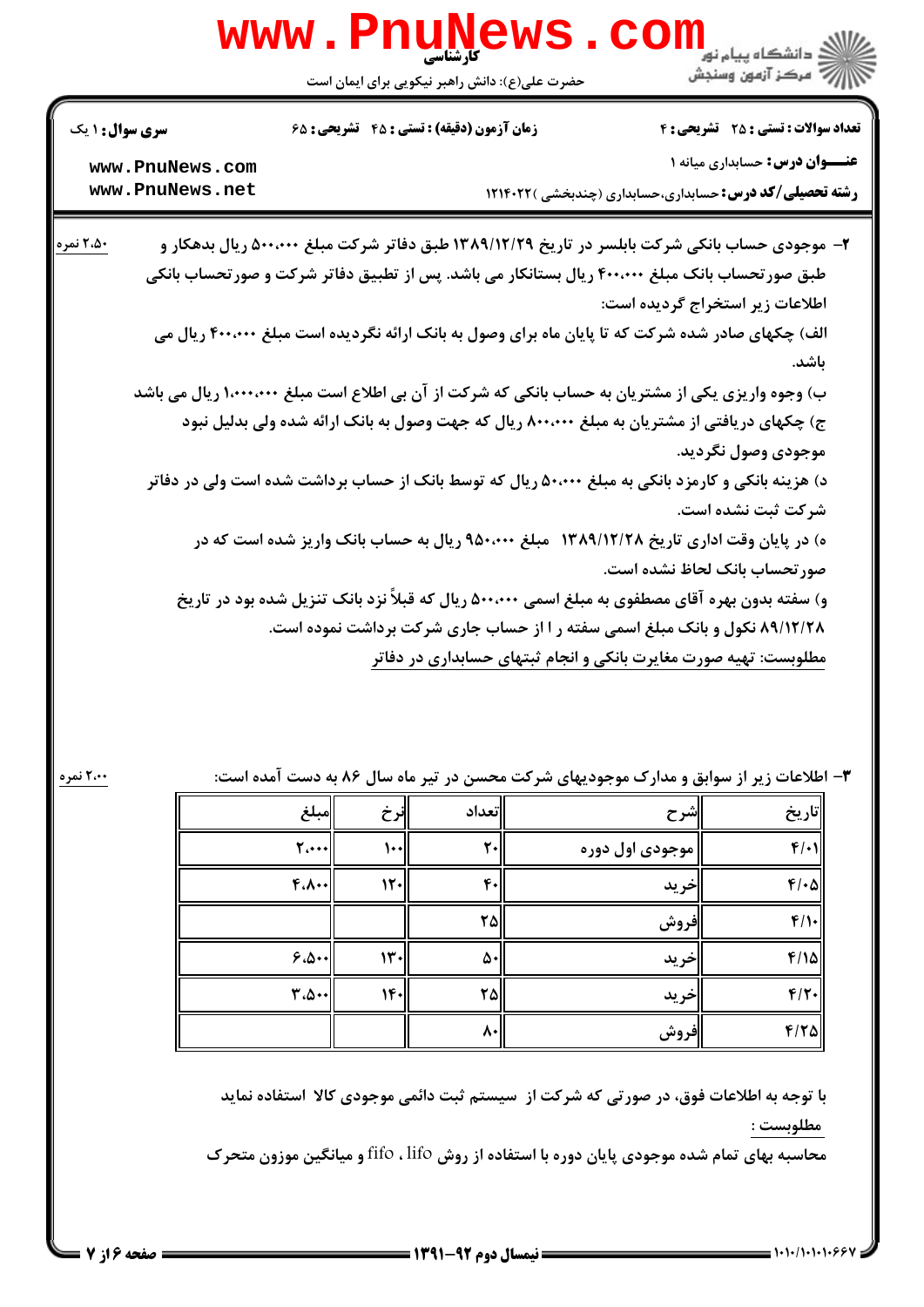**سری سؤال:** ۱ یک | **زمان آزمون (دقیقه) : تستی :** ۴۵ **تشریحی :** ۶۵ | **تعداد سوالات : تستی :** ۲۵ **تشریحی :** ۴

**عنوان درس:** حسابداری میانه ۱

**رشته تحصیلی/کد درس:** حسابداری،حسابداری (چندبخشی )۱۲۱۴۰۲۲

۲- موجودی حساب بانکی شرکت بابلسر در تاریخ ۱۳۸۹/۱۲/۲۹ طبق دفاتر شرکت مبلغ ۵۰۰،۰۰۰ ریال بدهکار و طبق صورتحساب بانک مبلغ ۴۰۰،۰۰۰ ریال بستانکار می باشد. پس از تطبیق دفاتر شرکت و صورتحساب بانکی اطلاعات زیر استخراج گردیده است: (۲،۵۰ نمره)

الف) چکهای صادر شده شرکت که تا پایان ماه برای وصول به بانک ارائه نگردیده است مبلغ ۴۰۰،۰۰۰ ریال می باشد.

ب) وجوه واریزی یکی از مشتریان به حساب بانکی که شرکت از آن بی اطلاع است مبلغ ۱،۰۰۰،۰۰۰ ریال می باشد

ج) چکهای دریافتی از مشتریان به مبلغ ۸۰۰،۰۰۰ ریال که جهت وصول به بانک ارائه شده ولی بدلیل نبود موجودی وصول نگردید.

د) هزینه بانکی و کارمزد بانکی به مبلغ ۵۰،۰۰۰ ریال که توسط بانک از حساب برداشت شده است ولی در دفاتر شرکت ثبت نشده است.

ه) در پایان وقت اداری تاریخ ۱۳۸۹/۱۲/۲۸ مبلغ ۹۵۰،۰۰۰ ریال به حساب بانک واریز شده است که در صورتحساب بانک لحاظ نشده است.

و) سفته بدون بهره آقای مصطفوی به مبلغ اسمی ۵۰۰،۰۰۰ ریال که قبلاً نزد بانک تنزیل شده بود در تاریخ ۸۹/۱۲/۲۸ نکول و بانک مبلغ اسمی سفته را از حساب جاری شرکت برداشت نموده است.

مطلوبست: تهیه صورت مغایرت بانکی و انجام ثبتهای حسابداری در دفاتر

۳- اطلاعات زیر از سوابق و مدارک موجودیهای شرکت محسن در تیر ماه سال ۸۶ به دست آمده است: (۲،۰۰ نمره)

| تاریخ | شرح | تعداد | نرخ | مبلغ |
|---|---|---|---|---|
| ۴/۰۱ | موجودی اول دوره | ۲۰ | ۱۰۰ | ۲،۰۰۰ |
| ۴/۰۵ | خرید | ۴۰ | ۱۲۰ | ۴،۸۰۰ |
| ۴/۱۰ | فروش | ۲۵ | | |
| ۴/۱۵ | خرید | ۵۰ | ۱۳۰ | ۶،۵۰۰ |
| ۴/۲۰ | خرید | ۲۵ | ۱۴۰ | ۳،۵۰۰ |
| ۴/۲۵ | فروش | ۸۰ | | |

با توجه به اطلاعات فوق، در صورتی که شرکت از سیستم ثبت دائمی موجودی کالا استفاده نماید

مطلوبست :

محاسبه بهای تمام شده موجودی پایان دوره با استفاده از روش fifo ، lifo و میانگین موزون متحرک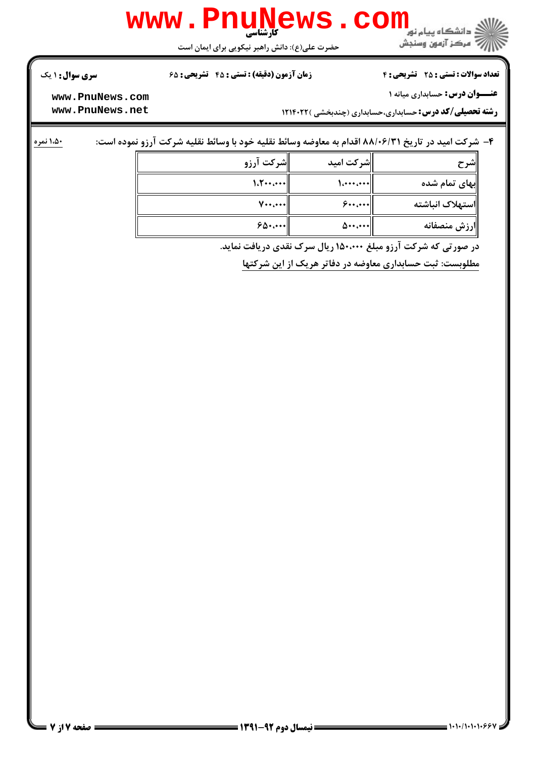۴- شرکت امید در تاریخ ۸۸/۰۶/۳۱ اقدام به معاوضه وسائط نقلیه خود با وسائط نقلیه شرکت آرزو نموده است:

۱،۵۰ نمره

| شرح | شرکت امید | شرکت آرزو |
|---|---|---|
| بهای تمام شده | ۱،۰۰۰،۰۰۰ | ۱،۲۰۰،۰۰۰ |
| استهلاک انباشته | ۶۰۰،۰۰۰ | ۷۰۰،۰۰۰ |
| ارزش منصفانه | ۵۰۰،۰۰۰ | ۶۵۰،۰۰۰ |

در صورتی که شرکت آرزو مبلغ ۱۵۰،۰۰۰ ریال سرک نقدی دریافت نماید.

مطلوبست: ثبت حسابداری معاوضه در دفاتر هریک از این شرکتها